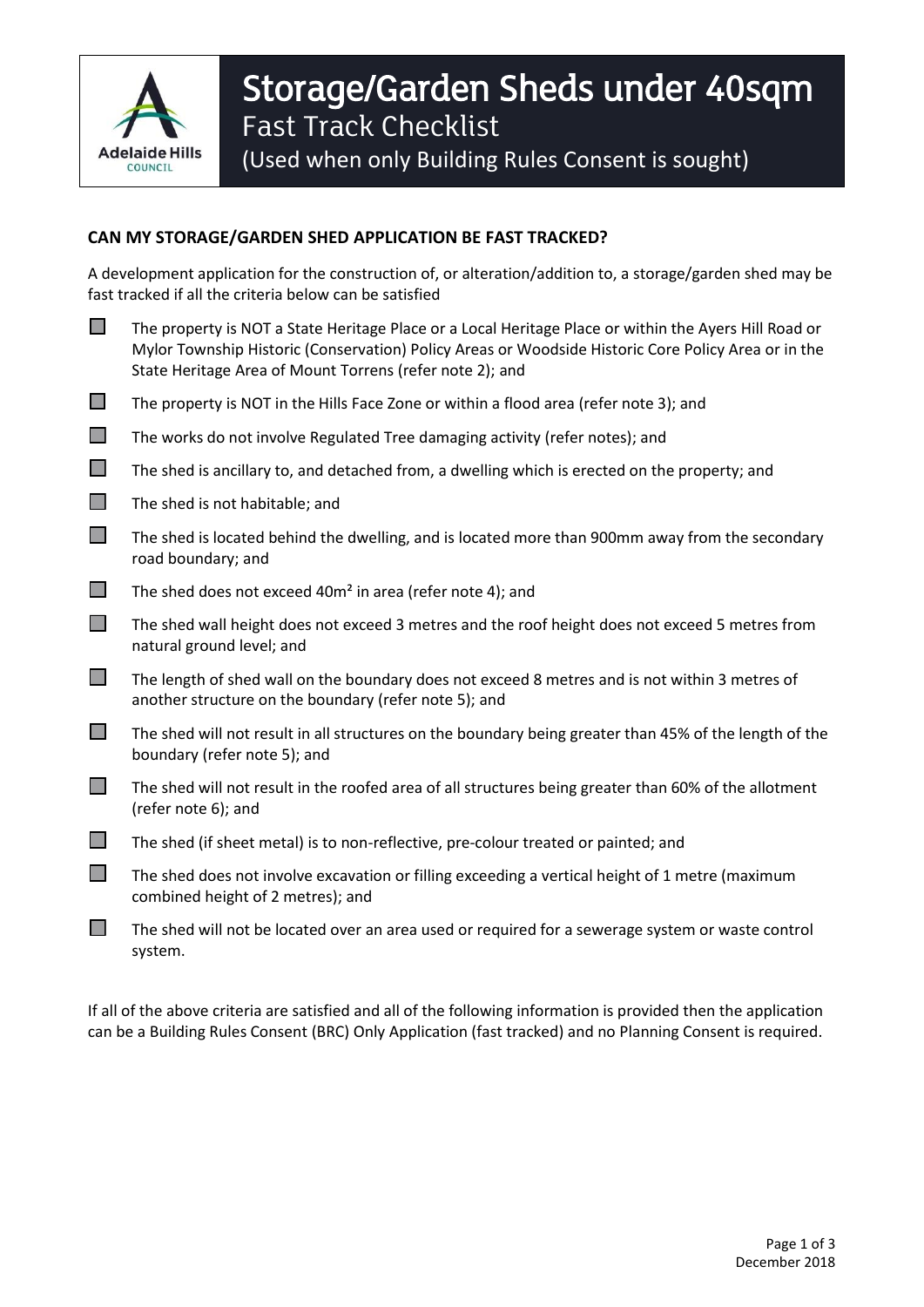# Storage/Garden Sheds under 40sqm

## Fast Track Checklist

(Used when only Building Rules Consent is sought)

### CAN MY STORAGE/GARDEN SHED APPLICATION BE FAST TRACKED?

A development application for the construction of, or alteration/addition to, a storage/garden shed may be fast tracked if all the criteria below can be satisfied

- [ ] The property is NOT a State Heritage Place or a Local Heritage Place or within the Ayers Hill Road or Mylor Township Historic (Conservation) Policy Areas or Woodside Historic Core Policy Area or in the State Heritage Area of Mount Torrens (refer note 2); and
- [ ] The property is NOT in the Hills Face Zone or within a flood area (refer note 3); and
- [ ] The works do not involve Regulated Tree damaging activity (refer notes); and
- [ ] The shed is ancillary to, and detached from, a dwelling which is erected on the property; and
- [ ] The shed is not habitable; and
- [ ] The shed is located behind the dwelling, and is located more than 900mm away from the secondary road boundary; and
- [ ] The shed does not exceed 40m² in area (refer note 4); and
- [ ] The shed wall height does not exceed 3 metres and the roof height does not exceed 5 metres from natural ground level; and
- [ ] The length of shed wall on the boundary does not exceed 8 metres and is not within 3 metres of another structure on the boundary (refer note 5); and
- [ ] The shed will not result in all structures on the boundary being greater than 45% of the length of the boundary (refer note 5); and
- [ ] The shed will not result in the roofed area of all structures being greater than 60% of the allotment (refer note 6); and
- [ ] The shed (if sheet metal) is to non-reflective, pre-colour treated or painted; and
- [ ] The shed does not involve excavation or filling exceeding a vertical height of 1 metre (maximum combined height of 2 metres); and
- [ ] The shed will not be located over an area used or required for a sewerage system or waste control system.

If all of the above criteria are satisfied and all of the following information is provided then the application can be a Building Rules Consent (BRC) Only Application (fast tracked) and no Planning Consent is required.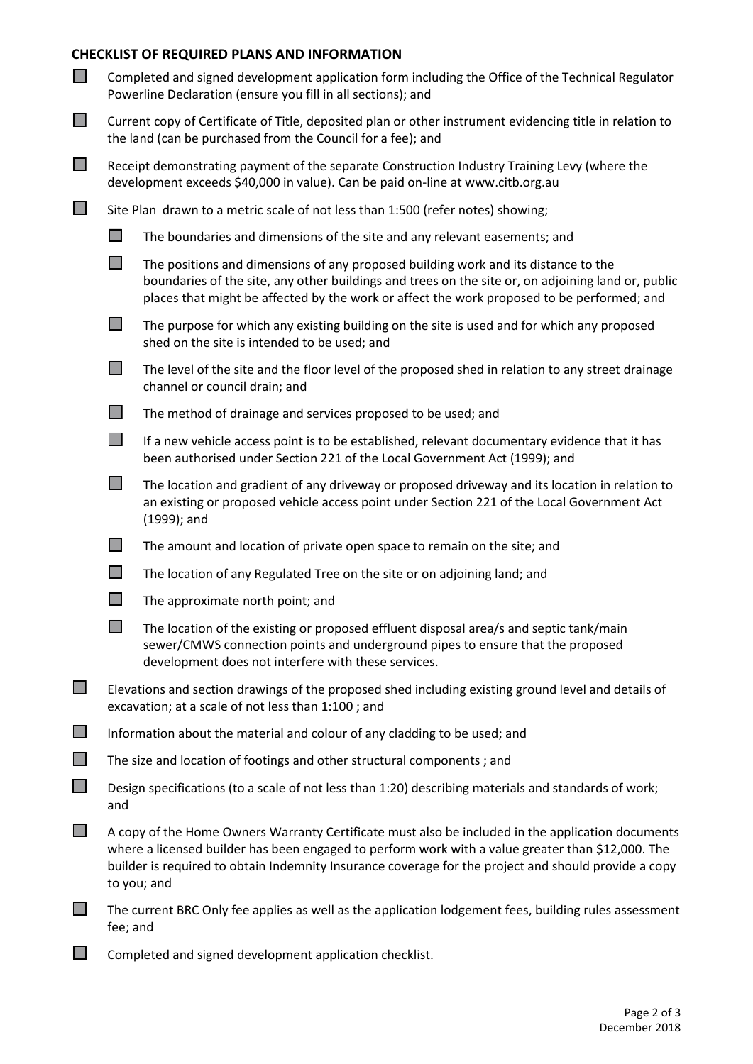## CHECKLIST OF REQUIRED PLANS AND INFORMATION

- [ ] Completed and signed development application form including the Office of the Technical Regulator Powerline Declaration (ensure you fill in all sections); and
- [ ] Current copy of Certificate of Title, deposited plan or other instrument evidencing title in relation to the land (can be purchased from the Council for a fee); and
- [ ] Receipt demonstrating payment of the separate Construction Industry Training Levy (where the development exceeds $40,000 in value). Can be paid on-line at www.citb.org.au
- [ ] Site Plan drawn to a metric scale of not less than 1:500 (refer notes) showing;
    - [ ] The boundaries and dimensions of the site and any relevant easements; and
    - [ ] The positions and dimensions of any proposed building work and its distance to the boundaries of the site, any other buildings and trees on the site or, on adjoining land or, public places that might be affected by the work or affect the work proposed to be performed; and
    - [ ] The purpose for which any existing building on the site is used and for which any proposed shed on the site is intended to be used; and
    - [ ] The level of the site and the floor level of the proposed shed in relation to any street drainage channel or council drain; and
    - [ ] The method of drainage and services proposed to be used; and
    - [ ] If a new vehicle access point is to be established, relevant documentary evidence that it has been authorised under Section 221 of the Local Government Act (1999); and
    - [ ] The location and gradient of any driveway or proposed driveway and its location in relation to an existing or proposed vehicle access point under Section 221 of the Local Government Act (1999); and
    - [ ] The amount and location of private open space to remain on the site; and
    - [ ] The location of any Regulated Tree on the site or on adjoining land; and
    - [ ] The approximate north point; and
    - [ ] The location of the existing or proposed effluent disposal area/s and septic tank/main sewer/CMWS connection points and underground pipes to ensure that the proposed development does not interfere with these services.
- [ ] Elevations and section drawings of the proposed shed including existing ground level and details of excavation; at a scale of not less than 1:100 ; and
- [ ] Information about the material and colour of any cladding to be used; and
- [ ] The size and location of footings and other structural components ; and
- [ ] Design specifications (to a scale of not less than 1:20) describing materials and standards of work; and
- [ ] A copy of the Home Owners Warranty Certificate must also be included in the application documents where a licensed builder has been engaged to perform work with a value greater than $12,000. The builder is required to obtain Indemnity Insurance coverage for the project and should provide a copy to you; and
- [ ] The current BRC Only fee applies as well as the application lodgement fees, building rules assessment fee; and
- [ ] Completed and signed development application checklist.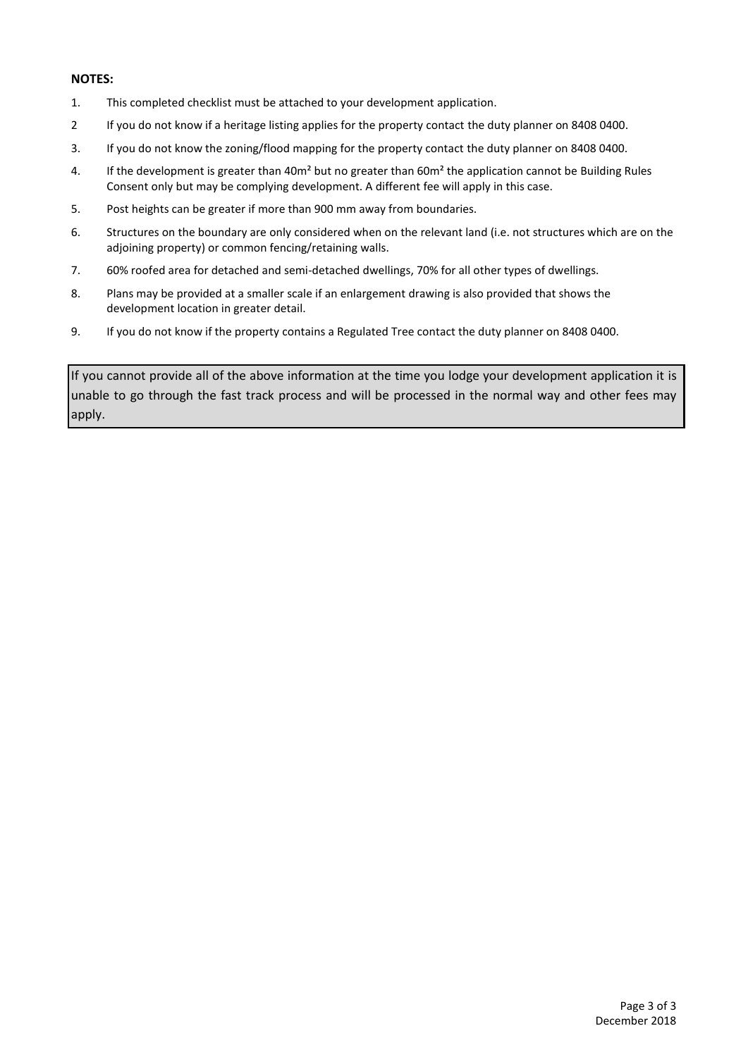**NOTES:**

1. This completed checklist must be attached to your development application.
2. If you do not know if a heritage listing applies for the property contact the duty planner on 8408 0400.
3. If you do not know the zoning/flood mapping for the property contact the duty planner on 8408 0400.
4. If the development is greater than $40m^2$ but no greater than $60m^2$ the application cannot be Building Rules Consent only but may be complying development. A different fee will apply in this case.
5. Post heights can be greater if more than 900 mm away from boundaries.
6. Structures on the boundary are only considered when on the relevant land (i.e. not structures which are on the adjoining property) or common fencing/retaining walls.
7. 60% roofed area for detached and semi-detached dwellings, 70% for all other types of dwellings.
8. Plans may be provided at a smaller scale if an enlargement drawing is also provided that shows the development location in greater detail.
9. If you do not know if the property contains a Regulated Tree contact the duty planner on 8408 0400.

If you cannot provide all of the above information at the time you lodge your development application it is unable to go through the fast track process and will be processed in the normal way and other fees may apply.

December 2018